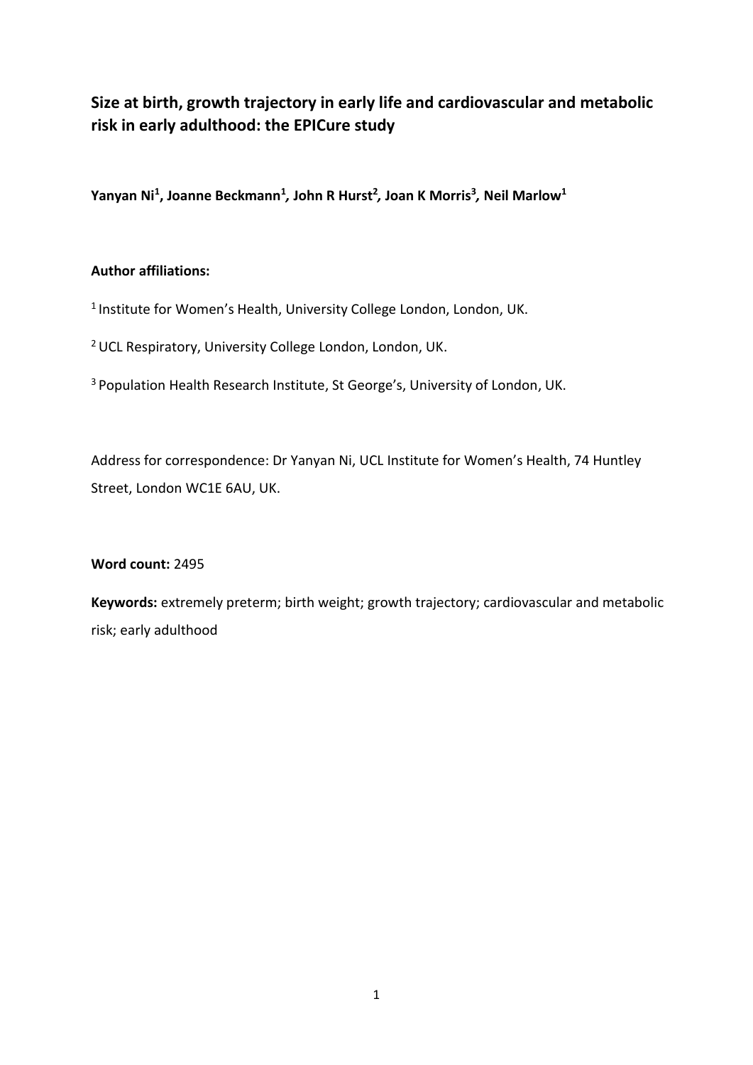# Size at birth, growth trajectory in early life and cardiovascular and metabolic risk in early adulthood: the EPICure study

**Yanyan Ni[1], Joanne Beckmann[1], John R Hurst[2], Joan K Morris[3], Neil Marlow[1]**

**Author affiliations:**

[1] Institute for Women's Health, University College London, London, UK.

[2] UCL Respiratory, University College London, London, UK.

[3] Population Health Research Institute, St George's, University of London, UK.

Address for correspondence: Dr Yanyan Ni, UCL Institute for Women's Health, 74 Huntley Street, London WC1E 6AU, UK.

**Word count:** 2495

**Keywords:** extremely preterm; birth weight; growth trajectory; cardiovascular and metabolic risk; early adulthood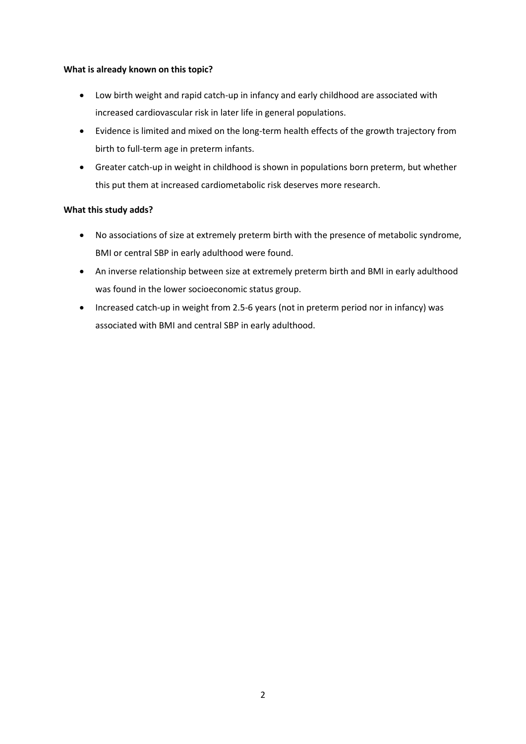**What is already known on this topic?**

- Low birth weight and rapid catch-up in infancy and early childhood are associated with increased cardiovascular risk in later life in general populations.
- Evidence is limited and mixed on the long-term health effects of the growth trajectory from birth to full-term age in preterm infants.
- Greater catch-up in weight in childhood is shown in populations born preterm, but whether this put them at increased cardiometabolic risk deserves more research.

**What this study adds?**

- No associations of size at extremely preterm birth with the presence of metabolic syndrome, BMI or central SBP in early adulthood were found.
- An inverse relationship between size at extremely preterm birth and BMI in early adulthood was found in the lower socioeconomic status group.
- Increased catch-up in weight from 2.5-6 years (not in preterm period nor in infancy) was associated with BMI and central SBP in early adulthood.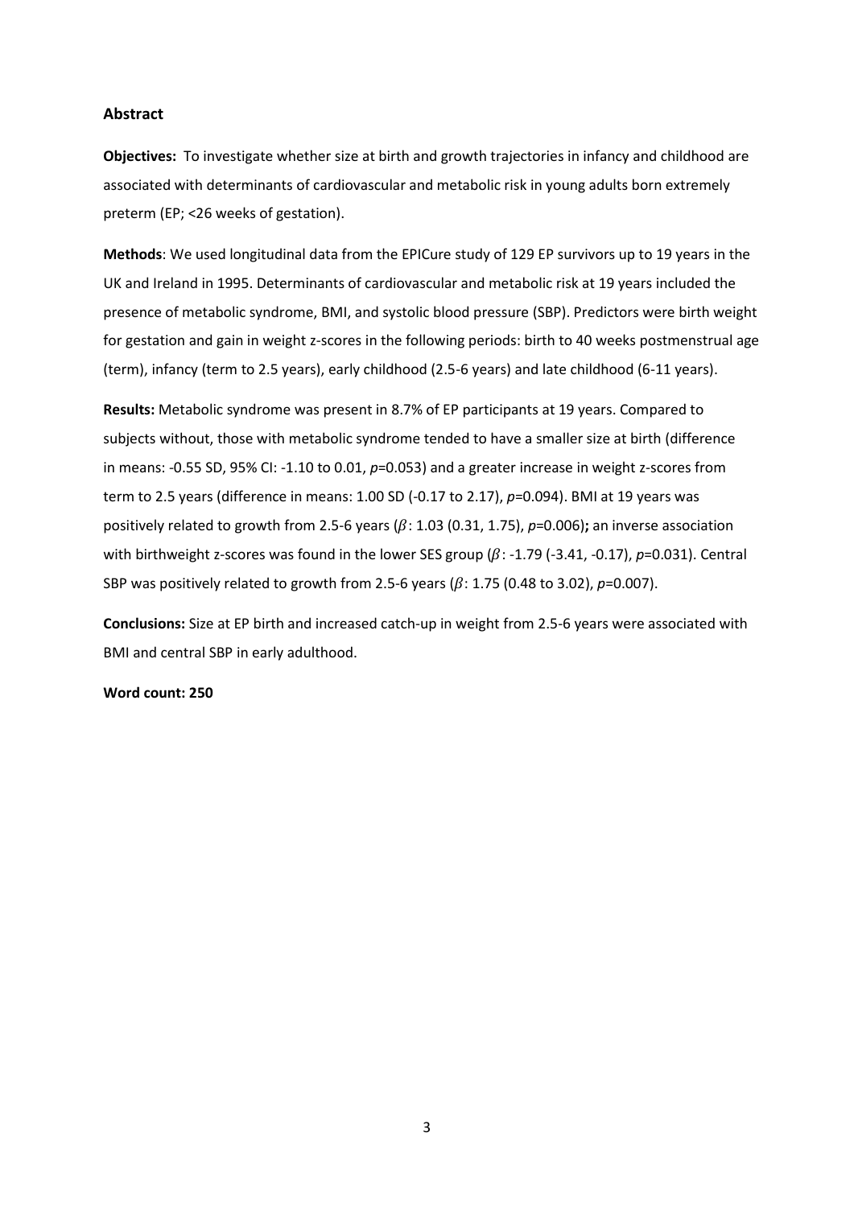## Abstract

**Objectives:** To investigate whether size at birth and growth trajectories in infancy and childhood are associated with determinants of cardiovascular and metabolic risk in young adults born extremely preterm (EP; <26 weeks of gestation).

**Methods**: We used longitudinal data from the EPICure study of 129 EP survivors up to 19 years in the UK and Ireland in 1995. Determinants of cardiovascular and metabolic risk at 19 years included the presence of metabolic syndrome, BMI, and systolic blood pressure (SBP). Predictors were birth weight for gestation and gain in weight z-scores in the following periods: birth to 40 weeks postmenstrual age (term), infancy (term to 2.5 years), early childhood (2.5-6 years) and late childhood (6-11 years).

**Results:** Metabolic syndrome was present in 8.7% of EP participants at 19 years. Compared to subjects without, those with metabolic syndrome tended to have a smaller size at birth (difference in means: -0.55 SD, 95% CI: -1.10 to 0.01, $p$=0.053) and a greater increase in weight z-scores from term to 2.5 years (difference in means: 1.00 SD (-0.17 to 2.17), $p$=0.094). BMI at 19 years was positively related to growth from 2.5-6 years ($\beta$: 1.03 (0.31, 1.75), $p$=0.006)**;** an inverse association with birthweight z-scores was found in the lower SES group ($\beta$: -1.79 (-3.41, -0.17), $p$=0.031). Central SBP was positively related to growth from 2.5-6 years ($\beta$: 1.75 (0.48 to 3.02), $p$=0.007).

**Conclusions:** Size at EP birth and increased catch-up in weight from 2.5-6 years were associated with BMI and central SBP in early adulthood.

**Word count: 250**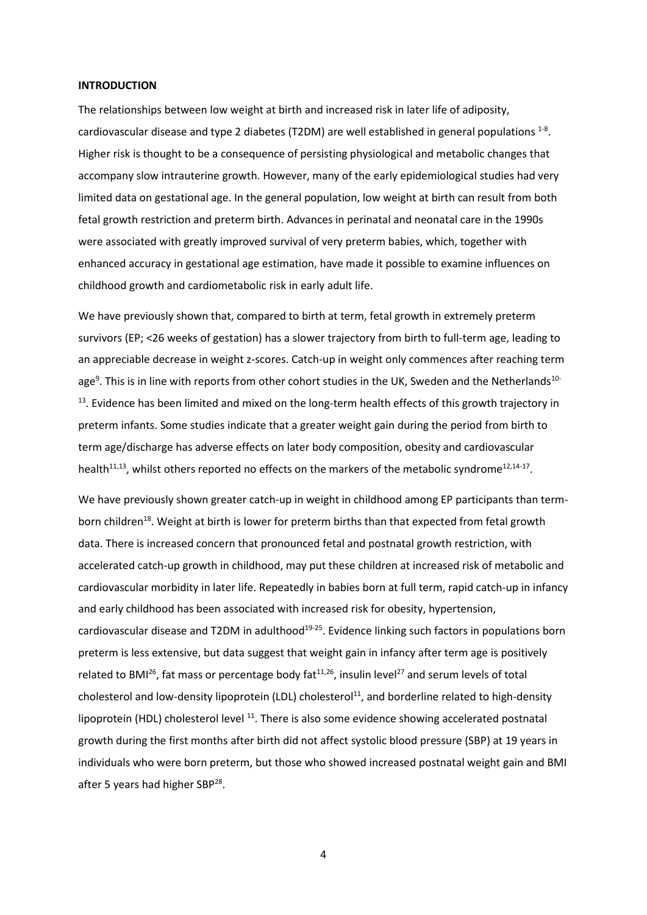**INTRODUCTION**

The relationships between low weight at birth and increased risk in later life of adiposity, cardiovascular disease and type 2 diabetes (T2DM) are well established in general populations [1-8]. Higher risk is thought to be a consequence of persisting physiological and metabolic changes that accompany slow intrauterine growth. However, many of the early epidemiological studies had very limited data on gestational age. In the general population, low weight at birth can result from both fetal growth restriction and preterm birth. Advances in perinatal and neonatal care in the 1990s were associated with greatly improved survival of very preterm babies, which, together with enhanced accuracy in gestational age estimation, have made it possible to examine influences on childhood growth and cardiometabolic risk in early adult life.

We have previously shown that, compared to birth at term, fetal growth in extremely preterm survivors (EP; <26 weeks of gestation) has a slower trajectory from birth to full-term age, leading to an appreciable decrease in weight z-scores. Catch-up in weight only commences after reaching term age[9]. This is in line with reports from other cohort studies in the UK, Sweden and the Netherlands[10-13]. Evidence has been limited and mixed on the long-term health effects of this growth trajectory in preterm infants. Some studies indicate that a greater weight gain during the period from birth to term age/discharge has adverse effects on later body composition, obesity and cardiovascular health[11,13], whilst others reported no effects on the markers of the metabolic syndrome[12,14-17].

We have previously shown greater catch-up in weight in childhood among EP participants than term-born children[18]. Weight at birth is lower for preterm births than that expected from fetal growth data. There is increased concern that pronounced fetal and postnatal growth restriction, with accelerated catch-up growth in childhood, may put these children at increased risk of metabolic and cardiovascular morbidity in later life. Repeatedly in babies born at full term, rapid catch-up in infancy and early childhood has been associated with increased risk for obesity, hypertension, cardiovascular disease and T2DM in adulthood[19-25]. Evidence linking such factors in populations born preterm is less extensive, but data suggest that weight gain in infancy after term age is positively related to BMI[26], fat mass or percentage body fat[11,26], insulin level[27] and serum levels of total cholesterol and low-density lipoprotein (LDL) cholesterol[11], and borderline related to high-density lipoprotein (HDL) cholesterol level [11]. There is also some evidence showing accelerated postnatal growth during the first months after birth did not affect systolic blood pressure (SBP) at 19 years in individuals who were born preterm, but those who showed increased postnatal weight gain and BMI after 5 years had higher SBP[28].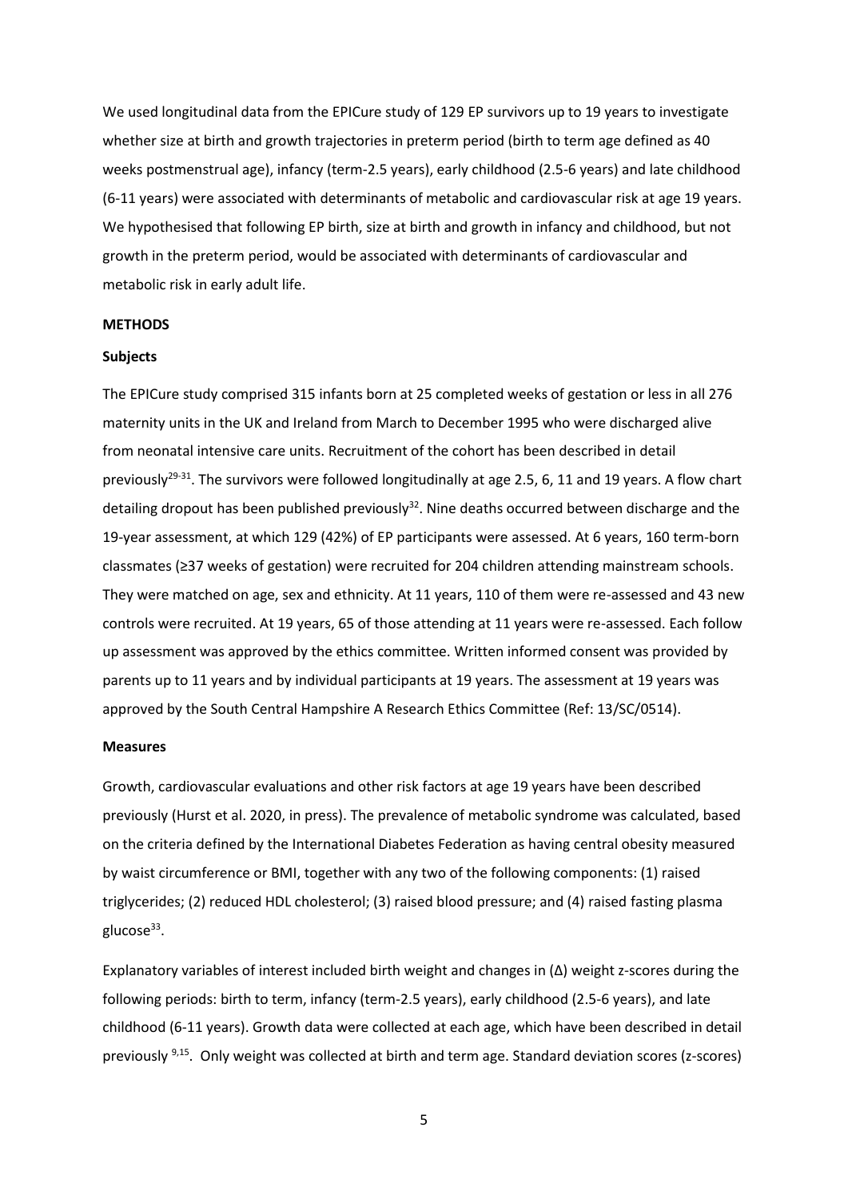We used longitudinal data from the EPICure study of 129 EP survivors up to 19 years to investigate whether size at birth and growth trajectories in preterm period (birth to term age defined as 40 weeks postmenstrual age), infancy (term-2.5 years), early childhood (2.5-6 years) and late childhood (6-11 years) were associated with determinants of metabolic and cardiovascular risk at age 19 years. We hypothesised that following EP birth, size at birth and growth in infancy and childhood, but not growth in the preterm period, would be associated with determinants of cardiovascular and metabolic risk in early adult life.

## METHODS

### Subjects

The EPICure study comprised 315 infants born at 25 completed weeks of gestation or less in all 276 maternity units in the UK and Ireland from March to December 1995 who were discharged alive from neonatal intensive care units. Recruitment of the cohort has been described in detail previously[29-31]. The survivors were followed longitudinally at age 2.5, 6, 11 and 19 years. A flow chart detailing dropout has been published previously[32]. Nine deaths occurred between discharge and the 19-year assessment, at which 129 (42%) of EP participants were assessed. At 6 years, 160 term-born classmates (≥37 weeks of gestation) were recruited for 204 children attending mainstream schools. They were matched on age, sex and ethnicity. At 11 years, 110 of them were re-assessed and 43 new controls were recruited. At 19 years, 65 of those attending at 11 years were re-assessed. Each follow up assessment was approved by the ethics committee. Written informed consent was provided by parents up to 11 years and by individual participants at 19 years. The assessment at 19 years was approved by the South Central Hampshire A Research Ethics Committee (Ref: 13/SC/0514).

### Measures

Growth, cardiovascular evaluations and other risk factors at age 19 years have been described previously (Hurst et al. 2020, in press). The prevalence of metabolic syndrome was calculated, based on the criteria defined by the International Diabetes Federation as having central obesity measured by waist circumference or BMI, together with any two of the following components: (1) raised triglycerides; (2) reduced HDL cholesterol; (3) raised blood pressure; and (4) raised fasting plasma glucose[33].

Explanatory variables of interest included birth weight and changes in (Δ) weight z-scores during the following periods: birth to term, infancy (term-2.5 years), early childhood (2.5-6 years), and late childhood (6-11 years). Growth data were collected at each age, which have been described in detail previously [9,15]. Only weight was collected at birth and term age. Standard deviation scores (z-scores)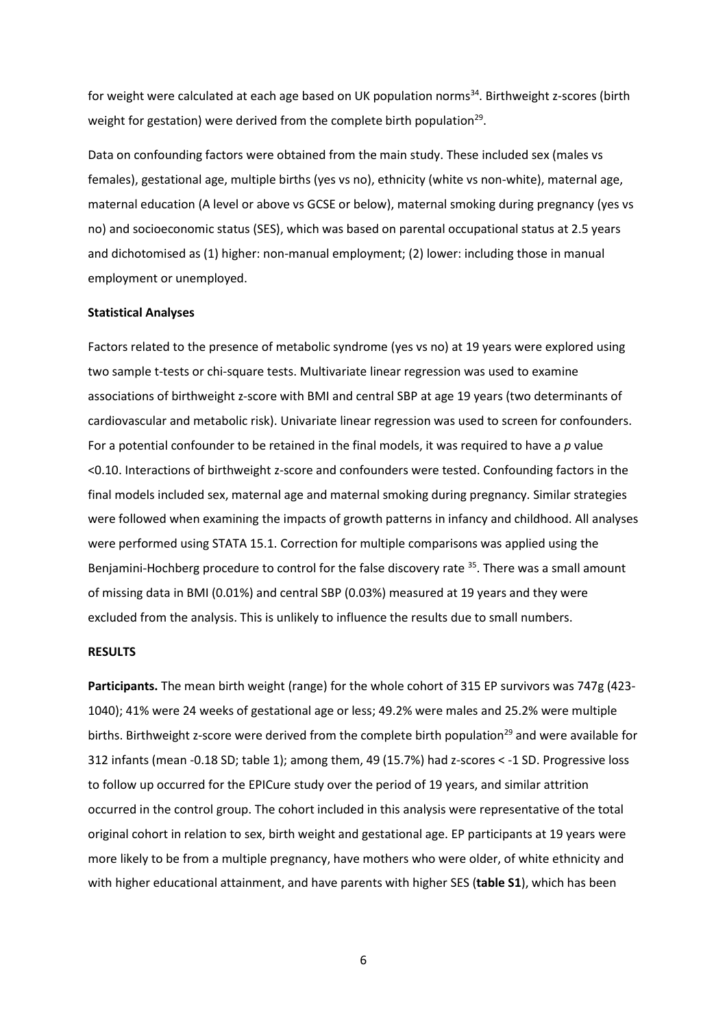for weight were calculated at each age based on UK population norms[34]. Birthweight z-scores (birth weight for gestation) were derived from the complete birth population[29].

Data on confounding factors were obtained from the main study. These included sex (males vs females), gestational age, multiple births (yes vs no), ethnicity (white vs non-white), maternal age, maternal education (A level or above vs GCSE or below), maternal smoking during pregnancy (yes vs no) and socioeconomic status (SES), which was based on parental occupational status at 2.5 years and dichotomised as (1) higher: non-manual employment; (2) lower: including those in manual employment or unemployed.

**Statistical Analyses**

Factors related to the presence of metabolic syndrome (yes vs no) at 19 years were explored using two sample t-tests or chi-square tests. Multivariate linear regression was used to examine associations of birthweight z-score with BMI and central SBP at age 19 years (two determinants of cardiovascular and metabolic risk). Univariate linear regression was used to screen for confounders. For a potential confounder to be retained in the final models, it was required to have a *p* value <0.10. Interactions of birthweight z-score and confounders were tested. Confounding factors in the final models included sex, maternal age and maternal smoking during pregnancy. Similar strategies were followed when examining the impacts of growth patterns in infancy and childhood. All analyses were performed using STATA 15.1. Correction for multiple comparisons was applied using the Benjamini-Hochberg procedure to control for the false discovery rate [35]. There was a small amount of missing data in BMI (0.01%) and central SBP (0.03%) measured at 19 years and they were excluded from the analysis. This is unlikely to influence the results due to small numbers.

**RESULTS**

**Participants.** The mean birth weight (range) for the whole cohort of 315 EP survivors was 747g (423-1040); 41% were 24 weeks of gestational age or less; 49.2% were males and 25.2% were multiple births. Birthweight z-score were derived from the complete birth population[29] and were available for 312 infants (mean -0.18 SD; table 1); among them, 49 (15.7%) had z-scores < -1 SD. Progressive loss to follow up occurred for the EPICure study over the period of 19 years, and similar attrition occurred in the control group. The cohort included in this analysis were representative of the total original cohort in relation to sex, birth weight and gestational age. EP participants at 19 years were more likely to be from a multiple pregnancy, have mothers who were older, of white ethnicity and with higher educational attainment, and have parents with higher SES (**table S1**), which has been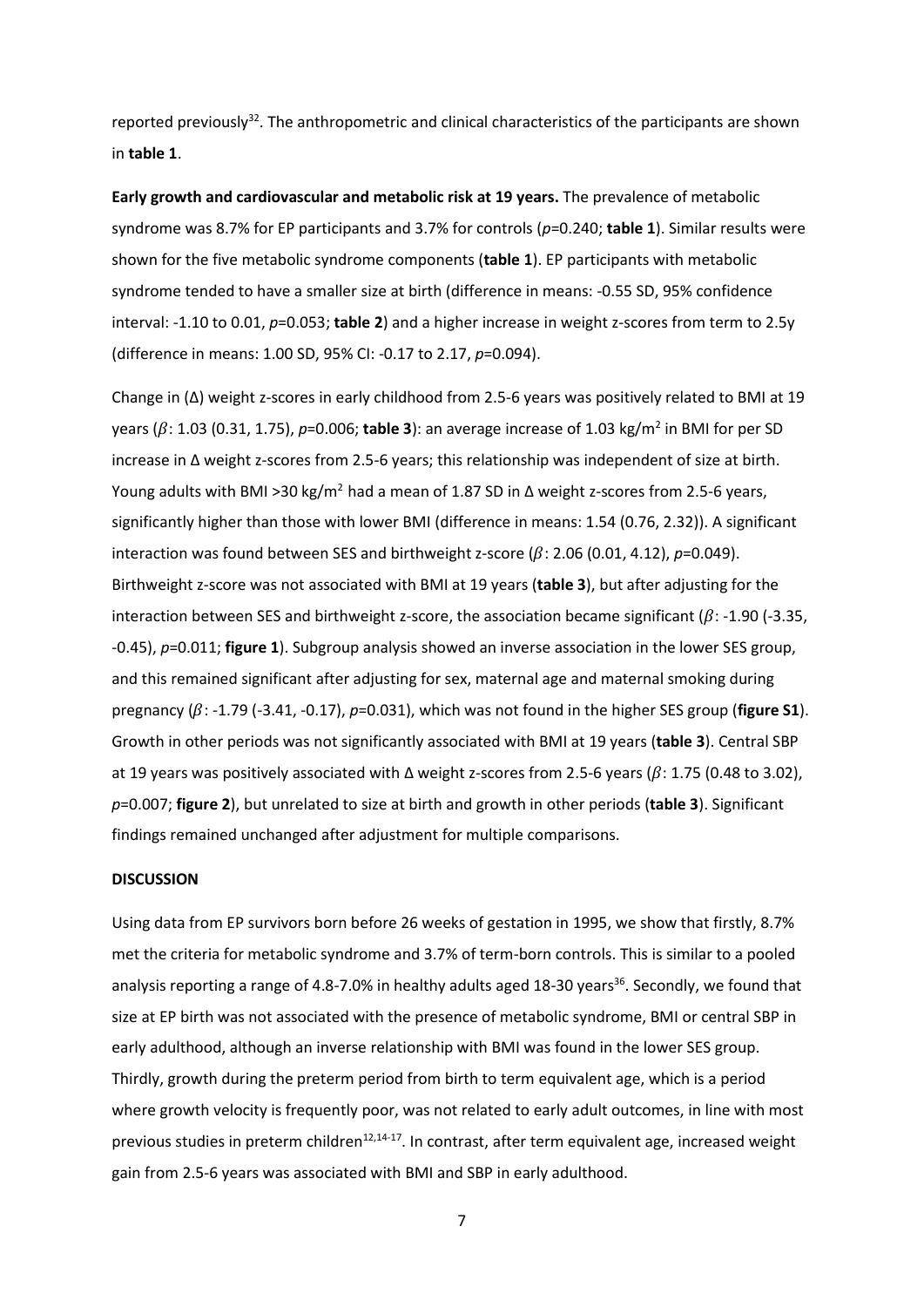reported previously[32]. The anthropometric and clinical characteristics of the participants are shown in **table 1**.

**Early growth and cardiovascular and metabolic risk at 19 years.** The prevalence of metabolic syndrome was 8.7% for EP participants and 3.7% for controls (*p*=0.240; **table 1**). Similar results were shown for the five metabolic syndrome components (**table 1**). EP participants with metabolic syndrome tended to have a smaller size at birth (difference in means: -0.55 SD, 95% confidence interval: -1.10 to 0.01, *p*=0.053; **table 2**) and a higher increase in weight z-scores from term to 2.5y (difference in means: 1.00 SD, 95% CI: -0.17 to 2.17, *p*=0.094).

Change in (Δ) weight z-scores in early childhood from 2.5-6 years was positively related to BMI at 19 years ($\beta$: 1.03 (0.31, 1.75), *p*=0.006; **table 3**): an average increase of 1.03 kg/m$^2$ in BMI for per SD increase in Δ weight z-scores from 2.5-6 years; this relationship was independent of size at birth. Young adults with BMI >30 kg/m$^2$ had a mean of 1.87 SD in Δ weight z-scores from 2.5-6 years, significantly higher than those with lower BMI (difference in means: 1.54 (0.76, 2.32)). A significant interaction was found between SES and birthweight z-score ($\beta$: 2.06 (0.01, 4.12), *p*=0.049). Birthweight z-score was not associated with BMI at 19 years (**table 3**), but after adjusting for the interaction between SES and birthweight z-score, the association became significant ($\beta$: -1.90 (-3.35, -0.45), *p*=0.011; **figure 1**). Subgroup analysis showed an inverse association in the lower SES group, and this remained significant after adjusting for sex, maternal age and maternal smoking during pregnancy ($\beta$: -1.79 (-3.41, -0.17), *p*=0.031), which was not found in the higher SES group (**figure S1**). Growth in other periods was not significantly associated with BMI at 19 years (**table 3**). Central SBP at 19 years was positively associated with Δ weight z-scores from 2.5-6 years ($\beta$: 1.75 (0.48 to 3.02), *p*=0.007; **figure 2**), but unrelated to size at birth and growth in other periods (**table 3**). Significant findings remained unchanged after adjustment for multiple comparisons.

**DISCUSSION**

Using data from EP survivors born before 26 weeks of gestation in 1995, we show that firstly, 8.7% met the criteria for metabolic syndrome and 3.7% of term-born controls. This is similar to a pooled analysis reporting a range of 4.8-7.0% in healthy adults aged 18-30 years[36]. Secondly, we found that size at EP birth was not associated with the presence of metabolic syndrome, BMI or central SBP in early adulthood, although an inverse relationship with BMI was found in the lower SES group. Thirdly, growth during the preterm period from birth to term equivalent age, which is a period where growth velocity is frequently poor, was not related to early adult outcomes, in line with most previous studies in preterm children[12,14-17]. In contrast, after term equivalent age, increased weight gain from 2.5-6 years was associated with BMI and SBP in early adulthood.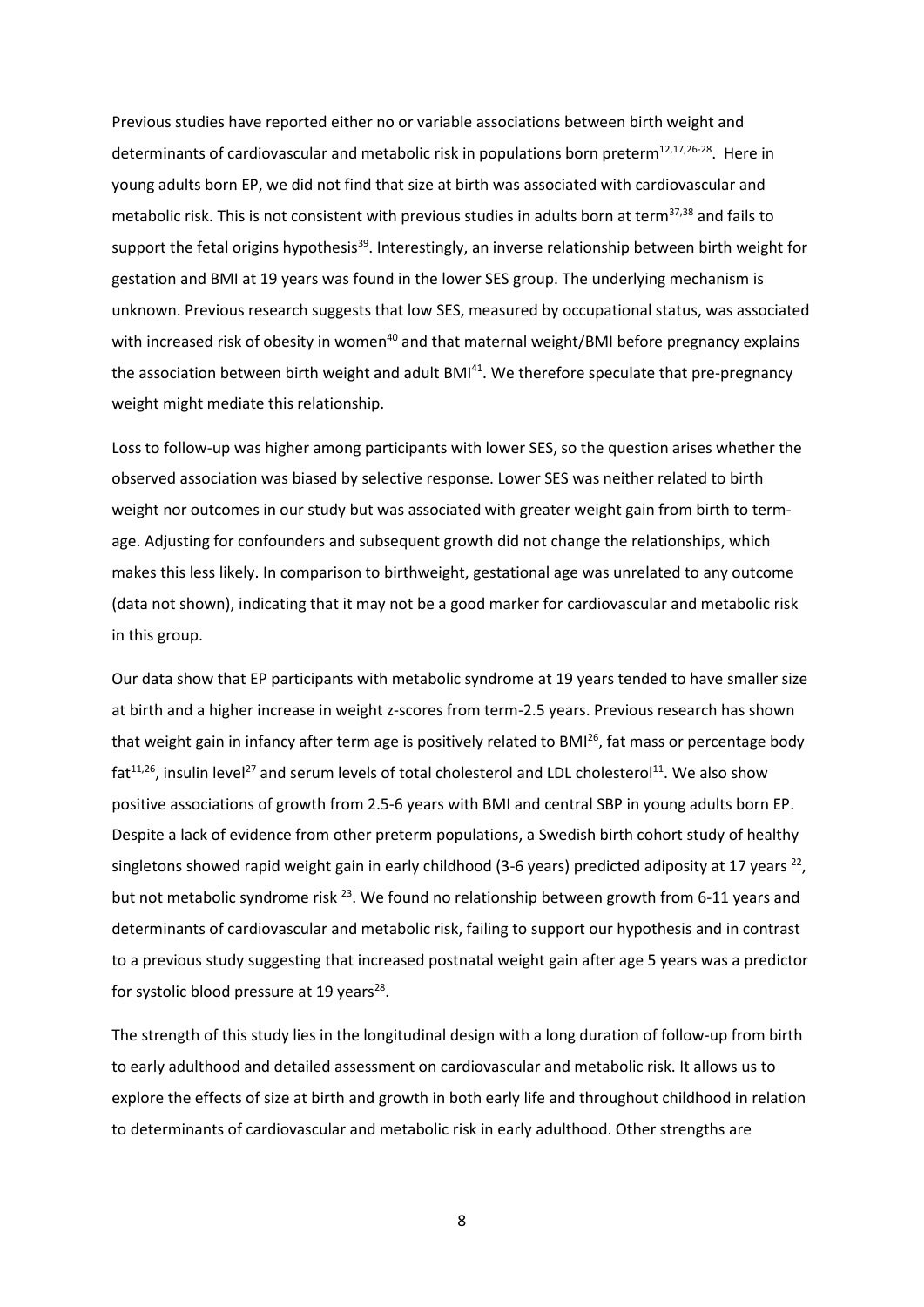Previous studies have reported either no or variable associations between birth weight and determinants of cardiovascular and metabolic risk in populations born preterm[12,17,26-28]. Here in young adults born EP, we did not find that size at birth was associated with cardiovascular and metabolic risk. This is not consistent with previous studies in adults born at term[37,38] and fails to support the fetal origins hypothesis[39]. Interestingly, an inverse relationship between birth weight for gestation and BMI at 19 years was found in the lower SES group. The underlying mechanism is unknown. Previous research suggests that low SES, measured by occupational status, was associated with increased risk of obesity in women[40] and that maternal weight/BMI before pregnancy explains the association between birth weight and adult BMI[41]. We therefore speculate that pre-pregnancy weight might mediate this relationship.

Loss to follow-up was higher among participants with lower SES, so the question arises whether the observed association was biased by selective response. Lower SES was neither related to birth weight nor outcomes in our study but was associated with greater weight gain from birth to term-age. Adjusting for confounders and subsequent growth did not change the relationships, which makes this less likely. In comparison to birthweight, gestational age was unrelated to any outcome (data not shown), indicating that it may not be a good marker for cardiovascular and metabolic risk in this group.

Our data show that EP participants with metabolic syndrome at 19 years tended to have smaller size at birth and a higher increase in weight z-scores from term-2.5 years. Previous research has shown that weight gain in infancy after term age is positively related to BMI[26], fat mass or percentage body fat[11,26], insulin level[27] and serum levels of total cholesterol and LDL cholesterol[11]. We also show positive associations of growth from 2.5-6 years with BMI and central SBP in young adults born EP. Despite a lack of evidence from other preterm populations, a Swedish birth cohort study of healthy singletons showed rapid weight gain in early childhood (3-6 years) predicted adiposity at 17 years [22], but not metabolic syndrome risk [23]. We found no relationship between growth from 6-11 years and determinants of cardiovascular and metabolic risk, failing to support our hypothesis and in contrast to a previous study suggesting that increased postnatal weight gain after age 5 years was a predictor for systolic blood pressure at 19 years[28].

The strength of this study lies in the longitudinal design with a long duration of follow-up from birth to early adulthood and detailed assessment on cardiovascular and metabolic risk. It allows us to explore the effects of size at birth and growth in both early life and throughout childhood in relation to determinants of cardiovascular and metabolic risk in early adulthood. Other strengths are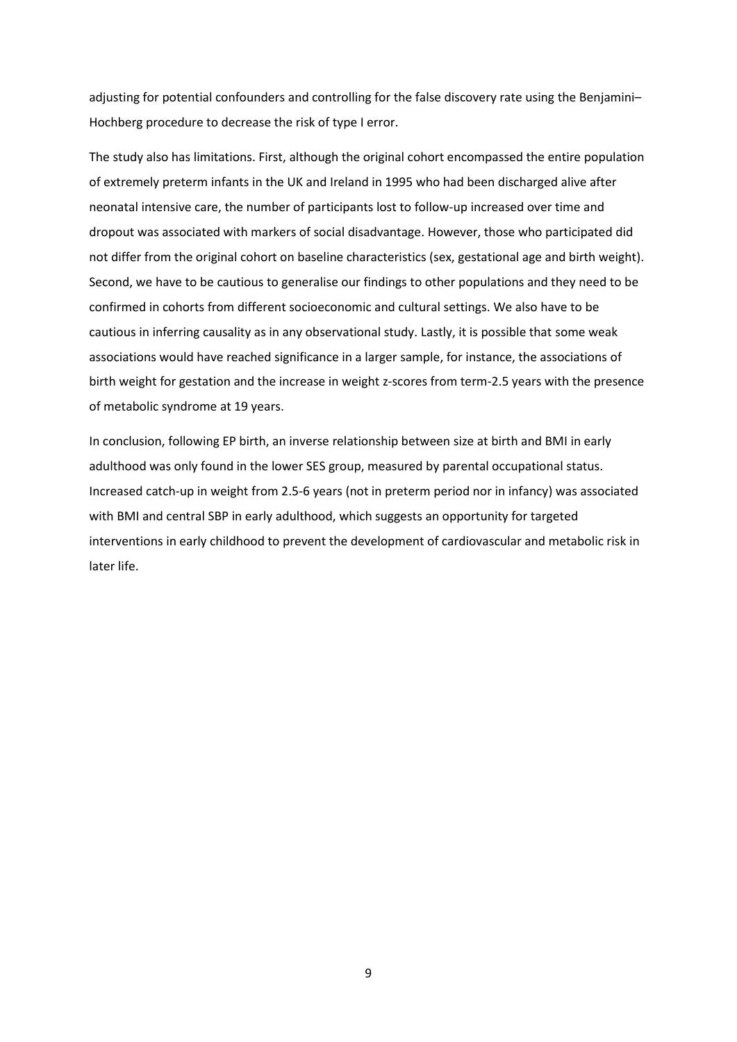adjusting for potential confounders and controlling for the false discovery rate using the Benjamini–Hochberg procedure to decrease the risk of type I error.

The study also has limitations. First, although the original cohort encompassed the entire population of extremely preterm infants in the UK and Ireland in 1995 who had been discharged alive after neonatal intensive care, the number of participants lost to follow-up increased over time and dropout was associated with markers of social disadvantage. However, those who participated did not differ from the original cohort on baseline characteristics (sex, gestational age and birth weight). Second, we have to be cautious to generalise our findings to other populations and they need to be confirmed in cohorts from different socioeconomic and cultural settings. We also have to be cautious in inferring causality as in any observational study. Lastly, it is possible that some weak associations would have reached significance in a larger sample, for instance, the associations of birth weight for gestation and the increase in weight z-scores from term-2.5 years with the presence of metabolic syndrome at 19 years.

In conclusion, following EP birth, an inverse relationship between size at birth and BMI in early adulthood was only found in the lower SES group, measured by parental occupational status. Increased catch-up in weight from 2.5-6 years (not in preterm period nor in infancy) was associated with BMI and central SBP in early adulthood, which suggests an opportunity for targeted interventions in early childhood to prevent the development of cardiovascular and metabolic risk in later life.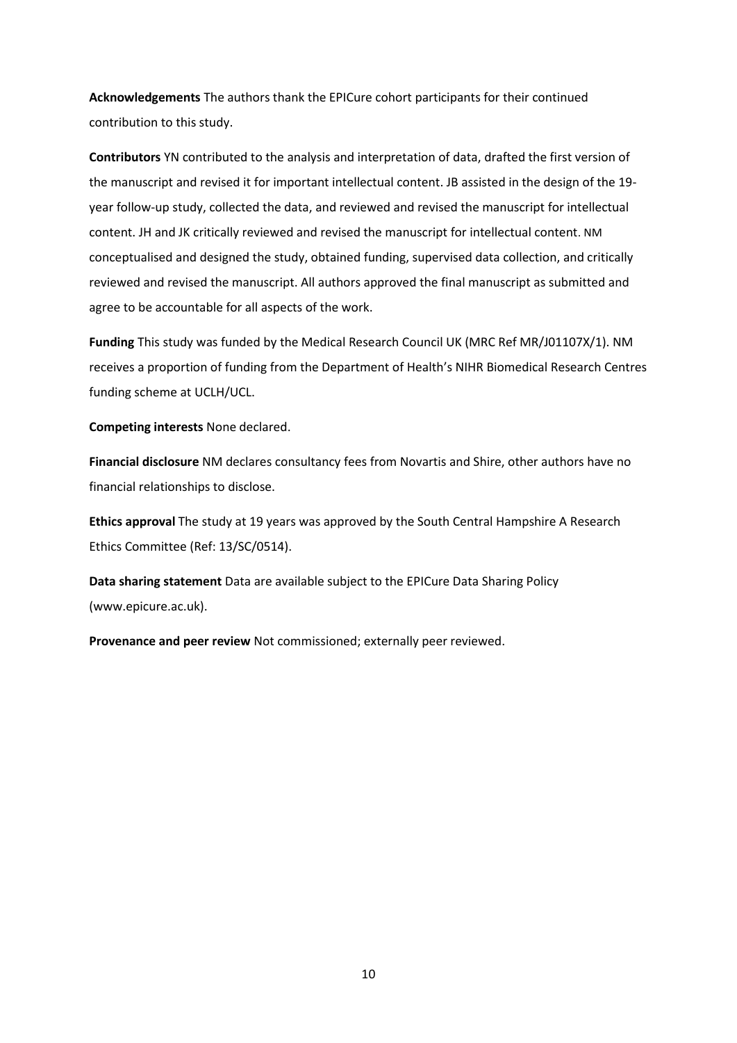**Acknowledgements** The authors thank the EPICure cohort participants for their continued contribution to this study.

**Contributors** YN contributed to the analysis and interpretation of data, drafted the first version of the manuscript and revised it for important intellectual content. JB assisted in the design of the 19-year follow-up study, collected the data, and reviewed and revised the manuscript for intellectual content. JH and JK critically reviewed and revised the manuscript for intellectual content. NM conceptualised and designed the study, obtained funding, supervised data collection, and critically reviewed and revised the manuscript. All authors approved the final manuscript as submitted and agree to be accountable for all aspects of the work.

**Funding** This study was funded by the Medical Research Council UK (MRC Ref MR/J01107X/1). NM receives a proportion of funding from the Department of Health's NIHR Biomedical Research Centres funding scheme at UCLH/UCL.

**Competing interests** None declared.

**Financial disclosure** NM declares consultancy fees from Novartis and Shire, other authors have no financial relationships to disclose.

**Ethics approval** The study at 19 years was approved by the South Central Hampshire A Research Ethics Committee (Ref: 13/SC/0514).

**Data sharing statement** Data are available subject to the EPICure Data Sharing Policy (www.epicure.ac.uk).

**Provenance and peer review** Not commissioned; externally peer reviewed.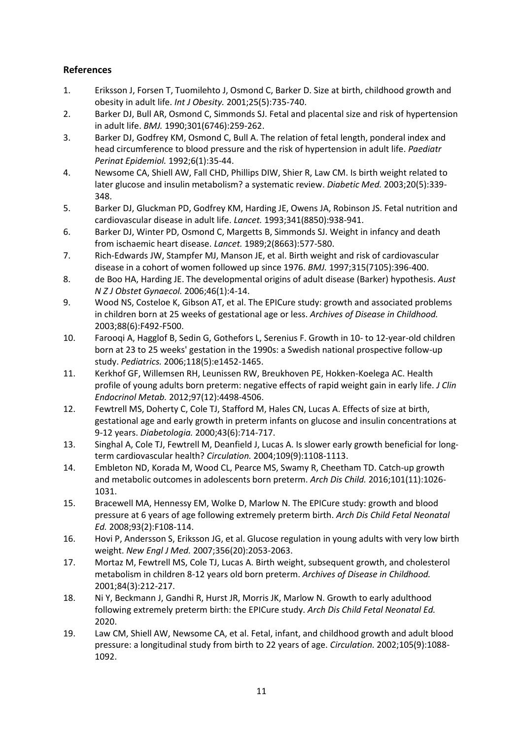## References

1. Eriksson J, Forsen T, Tuomilehto J, Osmond C, Barker D. Size at birth, childhood growth and obesity in adult life. *Int J Obesity.* 2001;25(5):735-740.
2. Barker DJ, Bull AR, Osmond C, Simmonds SJ. Fetal and placental size and risk of hypertension in adult life. *BMJ.* 1990;301(6746):259-262.
3. Barker DJ, Godfrey KM, Osmond C, Bull A. The relation of fetal length, ponderal index and head circumference to blood pressure and the risk of hypertension in adult life. *Paediatr Perinat Epidemiol.* 1992;6(1):35-44.
4. Newsome CA, Shiell AW, Fall CHD, Phillips DIW, Shier R, Law CM. Is birth weight related to later glucose and insulin metabolism? a systematic review. *Diabetic Med.* 2003;20(5):339-348.
5. Barker DJ, Gluckman PD, Godfrey KM, Harding JE, Owens JA, Robinson JS. Fetal nutrition and cardiovascular disease in adult life. *Lancet.* 1993;341(8850):938-941.
6. Barker DJ, Winter PD, Osmond C, Margetts B, Simmonds SJ. Weight in infancy and death from ischaemic heart disease. *Lancet.* 1989;2(8663):577-580.
7. Rich-Edwards JW, Stampfer MJ, Manson JE, et al. Birth weight and risk of cardiovascular disease in a cohort of women followed up since 1976. *BMJ.* 1997;315(7105):396-400.
8. de Boo HA, Harding JE. The developmental origins of adult disease (Barker) hypothesis. *Aust N Z J Obstet Gynaecol.* 2006;46(1):4-14.
9. Wood NS, Costeloe K, Gibson AT, et al. The EPICure study: growth and associated problems in children born at 25 weeks of gestational age or less. *Archives of Disease in Childhood.* 2003;88(6):F492-F500.
10. Farooqi A, Hagglof B, Sedin G, Gothefors L, Serenius F. Growth in 10- to 12-year-old children born at 23 to 25 weeks' gestation in the 1990s: a Swedish national prospective follow-up study. *Pediatrics.* 2006;118(5):e1452-1465.
11. Kerkhof GF, Willemsen RH, Leunissen RW, Breukhoven PE, Hokken-Koelega AC. Health profile of young adults born preterm: negative effects of rapid weight gain in early life. *J Clin Endocrinol Metab.* 2012;97(12):4498-4506.
12. Fewtrell MS, Doherty C, Cole TJ, Stafford M, Hales CN, Lucas A. Effects of size at birth, gestational age and early growth in preterm infants on glucose and insulin concentrations at 9-12 years. *Diabetologia.* 2000;43(6):714-717.
13. Singhal A, Cole TJ, Fewtrell M, Deanfield J, Lucas A. Is slower early growth beneficial for long-term cardiovascular health? *Circulation.* 2004;109(9):1108-1113.
14. Embleton ND, Korada M, Wood CL, Pearce MS, Swamy R, Cheetham TD. Catch-up growth and metabolic outcomes in adolescents born preterm. *Arch Dis Child.* 2016;101(11):1026-1031.
15. Bracewell MA, Hennessy EM, Wolke D, Marlow N. The EPICure study: growth and blood pressure at 6 years of age following extremely preterm birth. *Arch Dis Child Fetal Neonatal Ed.* 2008;93(2):F108-114.
16. Hovi P, Andersson S, Eriksson JG, et al. Glucose regulation in young adults with very low birth weight. *New Engl J Med.* 2007;356(20):2053-2063.
17. Mortaz M, Fewtrell MS, Cole TJ, Lucas A. Birth weight, subsequent growth, and cholesterol metabolism in children 8-12 years old born preterm. *Archives of Disease in Childhood.* 2001;84(3):212-217.
18. Ni Y, Beckmann J, Gandhi R, Hurst JR, Morris JK, Marlow N. Growth to early adulthood following extremely preterm birth: the EPICure study. *Arch Dis Child Fetal Neonatal Ed.* 2020.
19. Law CM, Shiell AW, Newsome CA, et al. Fetal, infant, and childhood growth and adult blood pressure: a longitudinal study from birth to 22 years of age. *Circulation.* 2002;105(9):1088-1092.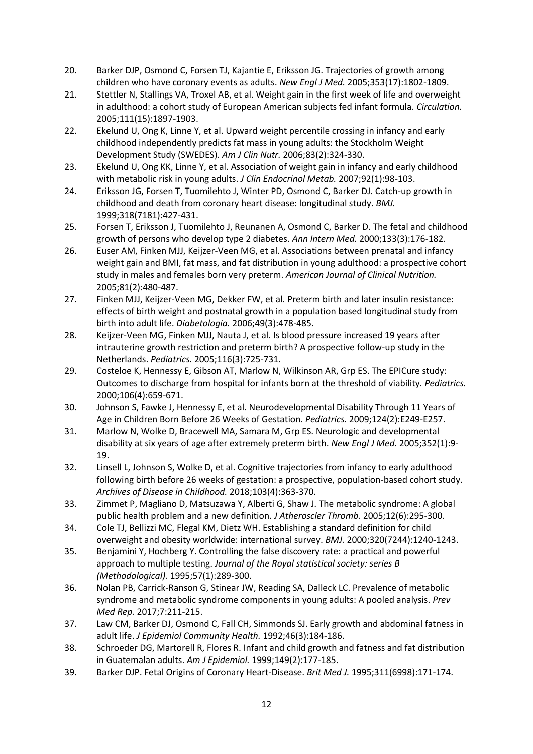20. Barker DJP, Osmond C, Forsen TJ, Kajantie E, Eriksson JG. Trajectories of growth among children who have coronary events as adults. *New Engl J Med.* 2005;353(17):1802-1809.
21. Stettler N, Stallings VA, Troxel AB, et al. Weight gain in the first week of life and overweight in adulthood: a cohort study of European American subjects fed infant formula. *Circulation.* 2005;111(15):1897-1903.
22. Ekelund U, Ong K, Linne Y, et al. Upward weight percentile crossing in infancy and early childhood independently predicts fat mass in young adults: the Stockholm Weight Development Study (SWEDES). *Am J Clin Nutr.* 2006;83(2):324-330.
23. Ekelund U, Ong KK, Linne Y, et al. Association of weight gain in infancy and early childhood with metabolic risk in young adults. *J Clin Endocrinol Metab.* 2007;92(1):98-103.
24. Eriksson JG, Forsen T, Tuomilehto J, Winter PD, Osmond C, Barker DJ. Catch-up growth in childhood and death from coronary heart disease: longitudinal study. *BMJ.* 1999;318(7181):427-431.
25. Forsen T, Eriksson J, Tuomilehto J, Reunanen A, Osmond C, Barker D. The fetal and childhood growth of persons who develop type 2 diabetes. *Ann Intern Med.* 2000;133(3):176-182.
26. Euser AM, Finken MJJ, Keijzer-Veen MG, et al. Associations between prenatal and infancy weight gain and BMI, fat mass, and fat distribution in young adulthood: a prospective cohort study in males and females born very preterm. *American Journal of Clinical Nutrition.* 2005;81(2):480-487.
27. Finken MJJ, Keijzer-Veen MG, Dekker FW, et al. Preterm birth and later insulin resistance: effects of birth weight and postnatal growth in a population based longitudinal study from birth into adult life. *Diabetologia.* 2006;49(3):478-485.
28. Keijzer-Veen MG, Finken MJJ, Nauta J, et al. Is blood pressure increased 19 years after intrauterine growth restriction and preterm birth? A prospective follow-up study in the Netherlands. *Pediatrics.* 2005;116(3):725-731.
29. Costeloe K, Hennessy E, Gibson AT, Marlow N, Wilkinson AR, Grp ES. The EPICure study: Outcomes to discharge from hospital for infants born at the threshold of viability. *Pediatrics.* 2000;106(4):659-671.
30. Johnson S, Fawke J, Hennessy E, et al. Neurodevelopmental Disability Through 11 Years of Age in Children Born Before 26 Weeks of Gestation. *Pediatrics.* 2009;124(2):E249-E257.
31. Marlow N, Wolke D, Bracewell MA, Samara M, Grp ES. Neurologic and developmental disability at six years of age after extremely preterm birth. *New Engl J Med.* 2005;352(1):9-19.
32. Linsell L, Johnson S, Wolke D, et al. Cognitive trajectories from infancy to early adulthood following birth before 26 weeks of gestation: a prospective, population-based cohort study. *Archives of Disease in Childhood.* 2018;103(4):363-370.
33. Zimmet P, Magliano D, Matsuzawa Y, Alberti G, Shaw J. The metabolic syndrome: A global public health problem and a new definition. *J Atheroscler Thromb.* 2005;12(6):295-300.
34. Cole TJ, Bellizzi MC, Flegal KM, Dietz WH. Establishing a standard definition for child overweight and obesity worldwide: international survey. *BMJ.* 2000;320(7244):1240-1243.
35. Benjamini Y, Hochberg Y. Controlling the false discovery rate: a practical and powerful approach to multiple testing. *Journal of the Royal statistical society: series B (Methodological).* 1995;57(1):289-300.
36. Nolan PB, Carrick-Ranson G, Stinear JW, Reading SA, Dalleck LC. Prevalence of metabolic syndrome and metabolic syndrome components in young adults: A pooled analysis. *Prev Med Rep.* 2017;7:211-215.
37. Law CM, Barker DJ, Osmond C, Fall CH, Simmonds SJ. Early growth and abdominal fatness in adult life. *J Epidemiol Community Health.* 1992;46(3):184-186.
38. Schroeder DG, Martorell R, Flores R. Infant and child growth and fatness and fat distribution in Guatemalan adults. *Am J Epidemiol.* 1999;149(2):177-185.
39. Barker DJP. Fetal Origins of Coronary Heart-Disease. *Brit Med J.* 1995;311(6998):171-174.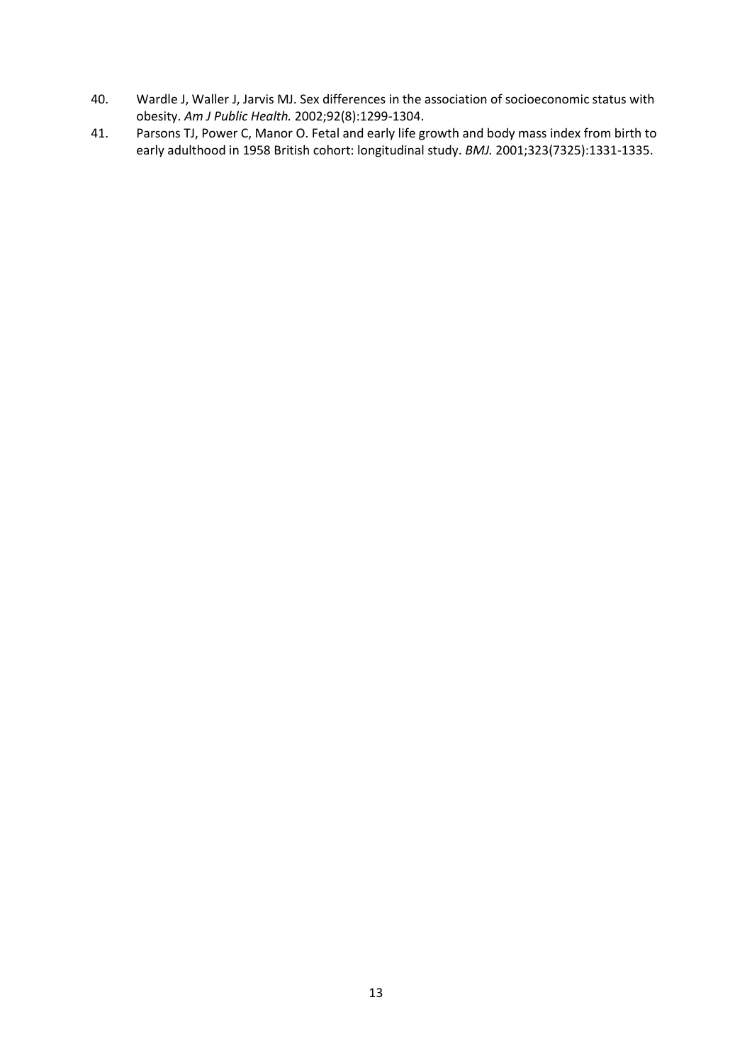40. Wardle J, Waller J, Jarvis MJ. Sex differences in the association of socioeconomic status with obesity. *Am J Public Health.* 2002;92(8):1299-1304.
41. Parsons TJ, Power C, Manor O. Fetal and early life growth and body mass index from birth to early adulthood in 1958 British cohort: longitudinal study. *BMJ.* 2001;323(7325):1331-1335.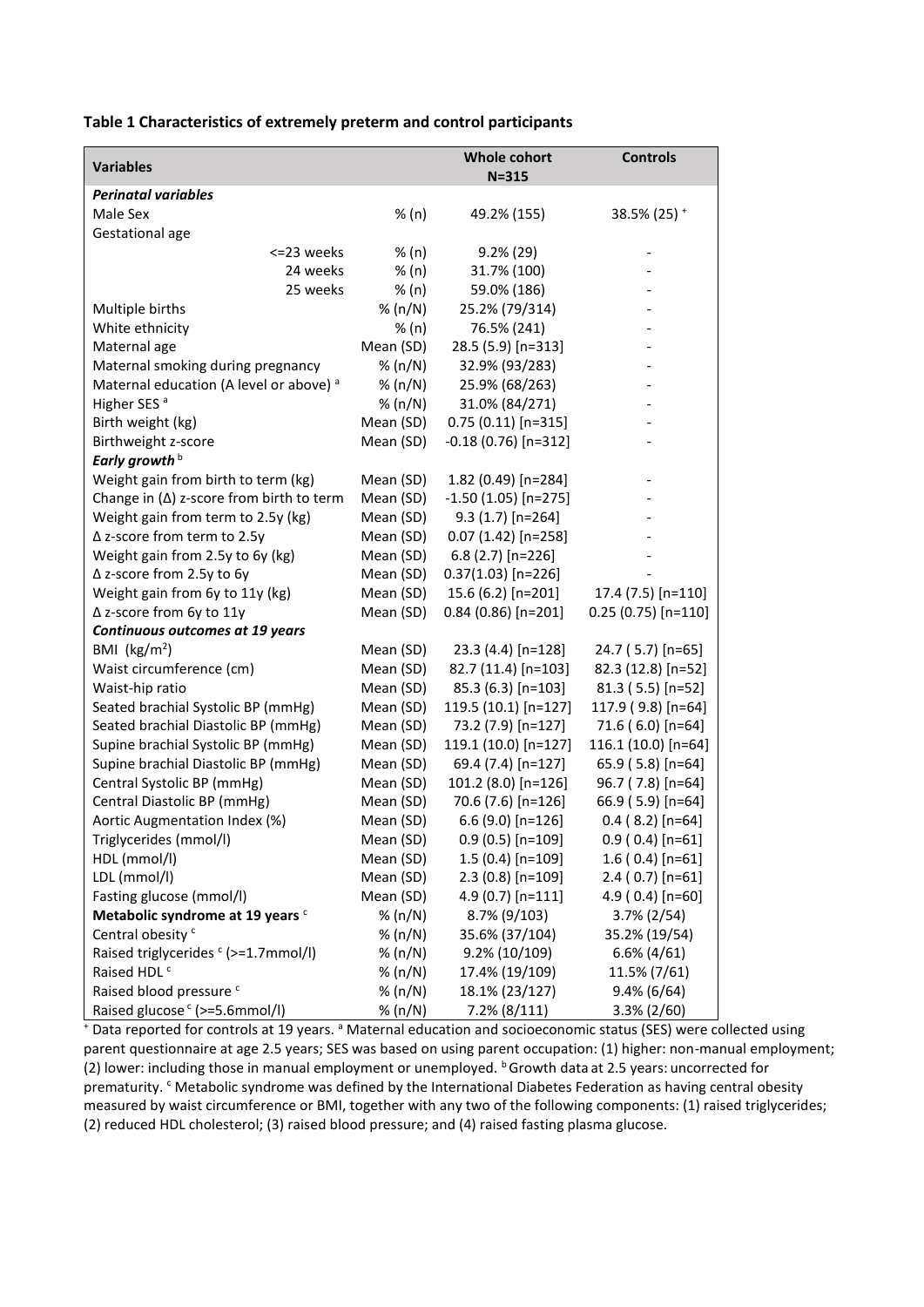**Table 1 Characteristics of extremely preterm and control participants**

| Variables | | Whole cohort N=315 | Controls |
|---|---|---|---|
| ***Perinatal variables*** | | | |
| Male Sex | % (n) | 49.2% (155) | 38.5% (25) [+] |
| Gestational age | | | |
| <=23 weeks | % (n) | 9.2% (29) | - |
| 24 weeks | % (n) | 31.7% (100) | - |
| 25 weeks | % (n) | 59.0% (186) | - |
| Multiple births | % (n/N) | 25.2% (79/314) | - |
| White ethnicity | % (n) | 76.5% (241) | - |
| Maternal age | Mean (SD) | 28.5 (5.9) [n=313] | - |
| Maternal smoking during pregnancy | % (n/N) | 32.9% (93/283) | - |
| Maternal education (A level or above) [a] | % (n/N) | 25.9% (68/263) | - |
| Higher SES [a] | % (n/N) | 31.0% (84/271) | - |
| Birth weight (kg) | Mean (SD) | 0.75 (0.11) [n=315] | - |
| Birthweight z-score | Mean (SD) | -0.18 (0.76) [n=312] | - |
| ***Early growth*** [b] | | | |
| Weight gain from birth to term (kg) | Mean (SD) | 1.82 (0.49) [n=284] | - |
| Change in (Δ) z-score from birth to term | Mean (SD) | -1.50 (1.05) [n=275] | - |
| Weight gain from term to 2.5y (kg) | Mean (SD) | 9.3 (1.7) [n=264] | - |
| Δ z-score from term to 2.5y | Mean (SD) | 0.07 (1.42) [n=258] | - |
| Weight gain from 2.5y to 6y (kg) | Mean (SD) | 6.8 (2.7) [n=226] | - |
| Δ z-score from 2.5y to 6y | Mean (SD) | 0.37(1.03) [n=226] | - |
| Weight gain from 6y to 11y (kg) | Mean (SD) | 15.6 (6.2) [n=201] | 17.4 (7.5) [n=110] |
| Δ z-score from 6y to 11y | Mean (SD) | 0.84 (0.86) [n=201] | 0.25 (0.75) [n=110] |
| ***Continuous outcomes at 19 years*** | | | |
| BMI (kg/m$^2$) | Mean (SD) | 23.3 (4.4) [n=128] | 24.7 ( 5.7) [n=65] |
| Waist circumference (cm) | Mean (SD) | 82.7 (11.4) [n=103] | 82.3 (12.8) [n=52] |
| Waist-hip ratio | Mean (SD) | 85.3 (6.3) [n=103] | 81.3 ( 5.5) [n=52] |
| Seated brachial Systolic BP (mmHg) | Mean (SD) | 119.5 (10.1) [n=127] | 117.9 ( 9.8) [n=64] |
| Seated brachial Diastolic BP (mmHg) | Mean (SD) | 73.2 (7.9) [n=127] | 71.6 ( 6.0) [n=64] |
| Supine brachial Systolic BP (mmHg) | Mean (SD) | 119.1 (10.0) [n=127] | 116.1 (10.0) [n=64] |
| Supine brachial Diastolic BP (mmHg) | Mean (SD) | 69.4 (7.4) [n=127] | 65.9 ( 5.8) [n=64] |
| Central Systolic BP (mmHg) | Mean (SD) | 101.2 (8.0) [n=126] | 96.7 ( 7.8) [n=64] |
| Central Diastolic BP (mmHg) | Mean (SD) | 70.6 (7.6) [n=126] | 66.9 ( 5.9) [n=64] |
| Aortic Augmentation Index (%) | Mean (SD) | 6.6 (9.0) [n=126] | 0.4 ( 8.2) [n=64] |
| Triglycerides (mmol/l) | Mean (SD) | 0.9 (0.5) [n=109] | 0.9 ( 0.4) [n=61] |
| HDL (mmol/l) | Mean (SD) | 1.5 (0.4) [n=109] | 1.6 ( 0.4) [n=61] |
| LDL (mmol/l) | Mean (SD) | 2.3 (0.8) [n=109] | 2.4 ( 0.7) [n=61] |
| Fasting glucose (mmol/l) | Mean (SD) | 4.9 (0.7) [n=111] | 4.9 ( 0.4) [n=60] |
| **Metabolic syndrome at 19 years** [c] | % (n/N) | 8.7% (9/103) | 3.7% (2/54) |
| Central obesity [c] | % (n/N) | 35.6% (37/104) | 35.2% (19/54) |
| Raised triglycerides [c] (>=1.7mmol/l) | % (n/N) | 9.2% (10/109) | 6.6% (4/61) |
| Raised HDL [c] | % (n/N) | 17.4% (19/109) | 11.5% (7/61) |
| Raised blood pressure [c] | % (n/N) | 18.1% (23/127) | 9.4% (6/64) |
| Raised glucose [c] (>=5.6mmol/l) | % (n/N) | 7.2% (8/111) | 3.3% (2/60) |

[+] Data reported for controls at 19 years. [a] Maternal education and socioeconomic status (SES) were collected using parent questionnaire at age 2.5 years; SES was based on using parent occupation: (1) higher: non-manual employment; (2) lower: including those in manual employment or unemployed. [b] Growth data at 2.5 years: uncorrected for prematurity. [c] Metabolic syndrome was defined by the International Diabetes Federation as having central obesity measured by waist circumference or BMI, together with any two of the following components: (1) raised triglycerides; (2) reduced HDL cholesterol; (3) raised blood pressure; and (4) raised fasting plasma glucose.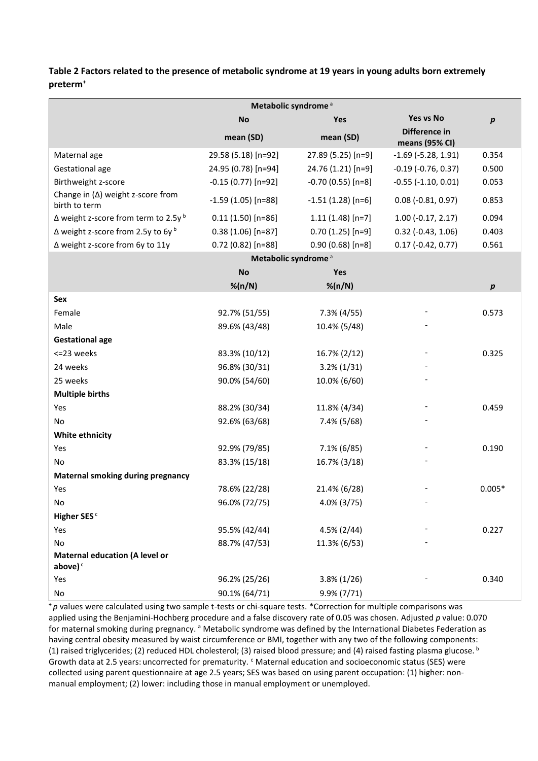**Table 2 Factors related to the presence of metabolic syndrome at 19 years in young adults born extremely preterm[+]**

| | Metabolic syndrome [a] | | | |
|---|---|---|---|---|
| | No | Yes | Yes vs No | *p* |
| | mean (SD) | mean (SD) | Difference in means (95% CI) | |
| Maternal age | 29.58 (5.18) [n=92] | 27.89 (5.25) [n=9] | -1.69 (-5.28, 1.91) | 0.354 |
| Gestational age | 24.95 (0.78) [n=94] | 24.76 (1.21) [n=9] | -0.19 (-0.76, 0.37) | 0.500 |
| Birthweight z-score | -0.15 (0.77) [n=92] | -0.70 (0.55) [n=8] | -0.55 (-1.10, 0.01) | 0.053 |
| Change in (Δ) weight z-score from birth to term | -1.59 (1.05) [n=88] | -1.51 (1.28) [n=6] | 0.08 (-0.81, 0.97) | 0.853 |
| Δ weight z-score from term to 2.5y [b] | 0.11 (1.50) [n=86] | 1.11 (1.48) [n=7] | 1.00 (-0.17, 2.17) | 0.094 |
| Δ weight z-score from 2.5y to 6y [b] | 0.38 (1.06) [n=87] | 0.70 (1.25) [n=9] | 0.32 (-0.43, 1.06) | 0.403 |
| Δ weight z-score from 6y to 11y | 0.72 (0.82) [n=88] | 0.90 (0.68) [n=8] | 0.17 (-0.42, 0.77) | 0.561 |
| | Metabolic syndrome [a] | | | |
| | No | Yes | | |
| | %(n/N) | %(n/N) | | *p* |
| **Sex** | | | | |
| Female | 92.7% (51/55) | 7.3% (4/55) | - | 0.573 |
| Male | 89.6% (43/48) | 10.4% (5/48) | - | |
| **Gestational age** | | | | |
| <=23 weeks | 83.3% (10/12) | 16.7% (2/12) | - | 0.325 |
| 24 weeks | 96.8% (30/31) | 3.2% (1/31) | - | |
| 25 weeks | 90.0% (54/60) | 10.0% (6/60) | - | |
| **Multiple births** | | | | |
| Yes | 88.2% (30/34) | 11.8% (4/34) | - | 0.459 |
| No | 92.6% (63/68) | 7.4% (5/68) | - | |
| **White ethnicity** | | | | |
| Yes | 92.9% (79/85) | 7.1% (6/85) | - | 0.190 |
| No | 83.3% (15/18) | 16.7% (3/18) | - | |
| **Maternal smoking during pregnancy** | | | | |
| Yes | 78.6% (22/28) | 21.4% (6/28) | - | 0.005* |
| No | 96.0% (72/75) | 4.0% (3/75) | - | |
| **Higher SES** [c] | | | | |
| Yes | 95.5% (42/44) | 4.5% (2/44) | - | 0.227 |
| No | 88.7% (47/53) | 11.3% (6/53) | - | |
| **Maternal education (A level or above)** [c] | | | | |
| Yes | 96.2% (25/26) | 3.8% (1/26) | - | 0.340 |
| No | 90.1% (64/71) | 9.9% (7/71) | | |

[+] *p* values were calculated using two sample t-tests or chi-square tests. *Correction for multiple comparisons was applied using the Benjamini-Hochberg procedure and a false discovery rate of 0.05 was chosen. Adjusted *p* value: 0.070 for maternal smoking during pregnancy. [a] Metabolic syndrome was defined by the International Diabetes Federation as having central obesity measured by waist circumference or BMI, together with any two of the following components: (1) raised triglycerides; (2) reduced HDL cholesterol; (3) raised blood pressure; and (4) raised fasting plasma glucose. [b] Growth data at 2.5 years: uncorrected for prematurity. [c] Maternal education and socioeconomic status (SES) were collected using parent questionnaire at age 2.5 years; SES was based on using parent occupation: (1) higher: non-manual employment; (2) lower: including those in manual employment or unemployed.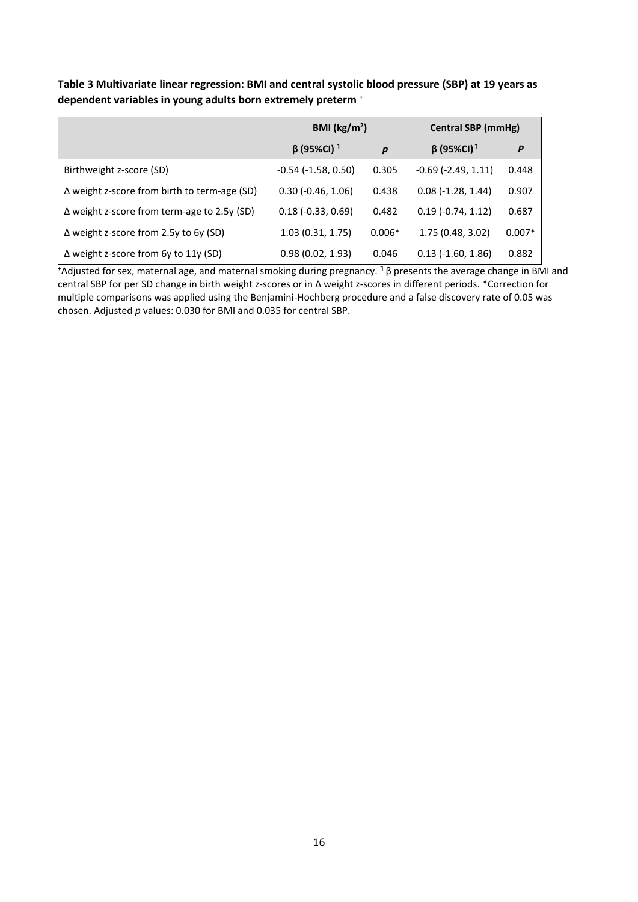**Table 3 Multivariate linear regression: BMI and central systolic blood pressure (SBP) at 19 years as dependent variables in young adults born extremely preterm** ⁺

| | BMI ($kg/m^2$) | | Central SBP (mmHg) | |
|---|---|---|---|---|
| | β (95%CI) [1] | *p* | β (95%CI) [1] | *P* |
| Birthweight z-score (SD) | -0.54 (-1.58, 0.50) | 0.305 | -0.69 (-2.49, 1.11) | 0.448 |
| Δ weight z-score from birth to term-age (SD) | 0.30 (-0.46, 1.06) | 0.438 | 0.08 (-1.28, 1.44) | 0.907 |
| Δ weight z-score from term-age to 2.5y (SD) | 0.18 (-0.33, 0.69) | 0.482 | 0.19 (-0.74, 1.12) | 0.687 |
| Δ weight z-score from 2.5y to 6y (SD) | 1.03 (0.31, 1.75) | 0.006* | 1.75 (0.48, 3.02) | 0.007* |
| Δ weight z-score from 6y to 11y (SD) | 0.98 (0.02, 1.93) | 0.046 | 0.13 (-1.60, 1.86) | 0.882 |

⁺Adjusted for sex, maternal age, and maternal smoking during pregnancy. [1] β presents the average change in BMI and central SBP for per SD change in birth weight z-scores or in Δ weight z-scores in different periods. *Correction for multiple comparisons was applied using the Benjamini-Hochberg procedure and a false discovery rate of 0.05 was chosen. Adjusted *p* values: 0.030 for BMI and 0.035 for central SBP.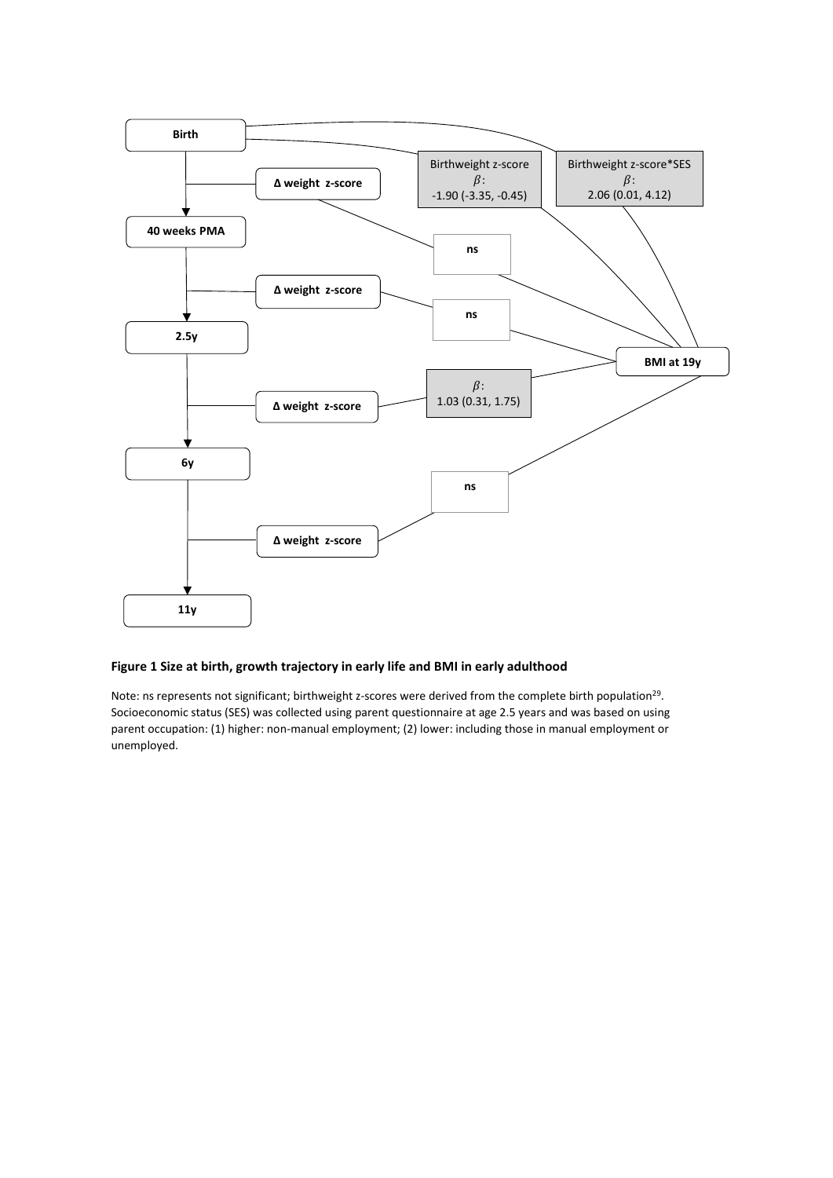**Figure 1 Size at birth, growth trajectory in early life and BMI in early adulthood**

Note: ns represents not significant; birthweight z-scores were derived from the complete birth population[29]. Socioeconomic status (SES) was collected using parent questionnaire at age 2.5 years and was based on using parent occupation: (1) higher: non-manual employment; (2) lower: including those in manual employment or unemployed.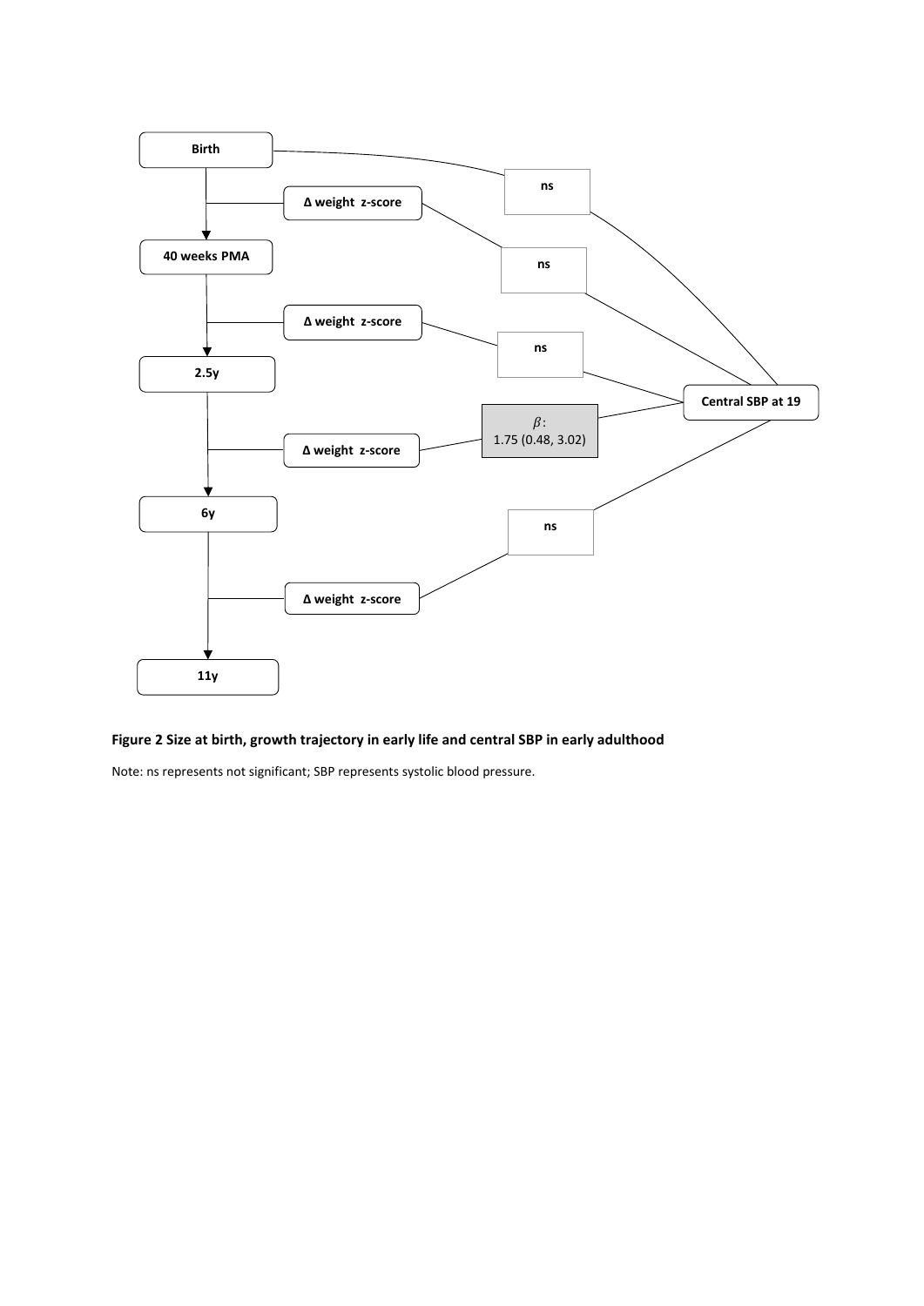Birth

Δ weight z-score

40 weeks PMA

Δ weight z-score

2.5y

Δ weight z-score

6y

Δ weight z-score

11y

ns

ns

ns

$\beta$:
1.75 (0.48, 3.02)

ns

Central SBP at 19

**Figure 2 Size at birth, growth trajectory in early life and central SBP in early adulthood**

Note: ns represents not significant; SBP represents systolic blood pressure.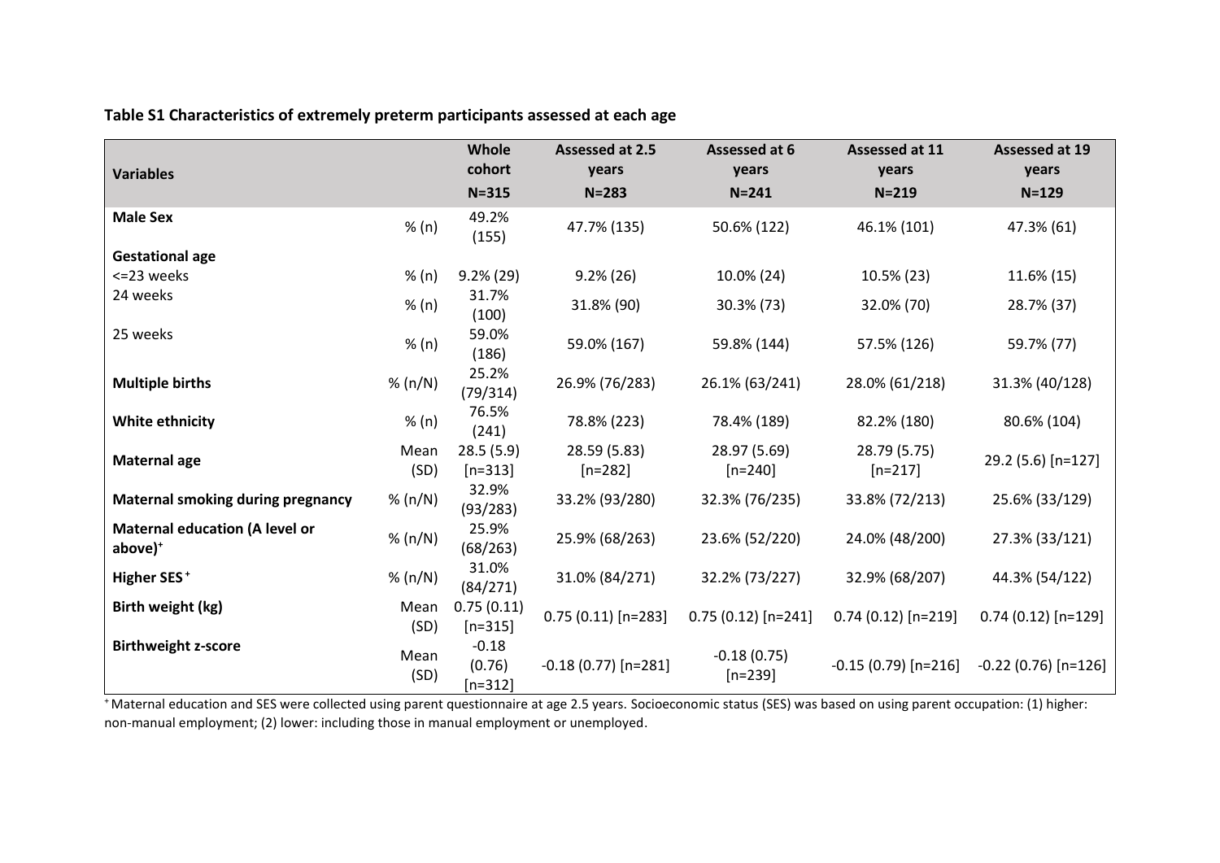**Table S1 Characteristics of extremely preterm participants assessed at each age**

| Variables | | Whole cohort N=315 | Assessed at 2.5 years N=283 | Assessed at 6 years N=241 | Assessed at 11 years N=219 | Assessed at 19 years N=129 |
|---|---|---|---|---|---|---|
| **Male Sex** | % (n) | 49.2% (155) | 47.7% (135) | 50.6% (122) | 46.1% (101) | 47.3% (61) |
| **Gestational age** | | | | | | |
| <=23 weeks | % (n) | 9.2% (29) | 9.2% (26) | 10.0% (24) | 10.5% (23) | 11.6% (15) |
| 24 weeks | % (n) | 31.7% (100) | 31.8% (90) | 30.3% (73) | 32.0% (70) | 28.7% (37) |
| 25 weeks | % (n) | 59.0% (186) | 59.0% (167) | 59.8% (144) | 57.5% (126) | 59.7% (77) |
| **Multiple births** | % (n/N) | 25.2% (79/314) | 26.9% (76/283) | 26.1% (63/241) | 28.0% (61/218) | 31.3% (40/128) |
| **White ethnicity** | % (n) | 76.5% (241) | 78.8% (223) | 78.4% (189) | 82.2% (180) | 80.6% (104) |
| **Maternal age** | Mean (SD) | 28.5 (5.9) [n=313] | 28.59 (5.83) [n=282] | 28.97 (5.69) [n=240] | 28.79 (5.75) [n=217] | 29.2 (5.6) [n=127] |
| **Maternal smoking during pregnancy** | % (n/N) | 32.9% (93/283) | 33.2% (93/280) | 32.3% (76/235) | 33.8% (72/213) | 25.6% (33/129) |
| **Maternal education (A level or above)**[+] | % (n/N) | 25.9% (68/263) | 25.9% (68/263) | 23.6% (52/220) | 24.0% (48/200) | 27.3% (33/121) |
| **Higher SES**[+] | % (n/N) | 31.0% (84/271) | 31.0% (84/271) | 32.2% (73/227) | 32.9% (68/207) | 44.3% (54/122) |
| **Birth weight (kg)** | Mean (SD) | 0.75 (0.11) [n=315] | 0.75 (0.11) [n=283] | 0.75 (0.12) [n=241] | 0.74 (0.12) [n=219] | 0.74 (0.12) [n=129] |
| **Birthweight z-score** | Mean (SD) | -0.18 (0.76) [n=312] | -0.18 (0.77) [n=281] | -0.18 (0.75) [n=239] | -0.15 (0.79) [n=216] | -0.22 (0.76) [n=126] |

[+] Maternal education and SES were collected using parent questionnaire at age 2.5 years. Socioeconomic status (SES) was based on using parent occupation: (1) higher: non-manual employment; (2) lower: including those in manual employment or unemployed.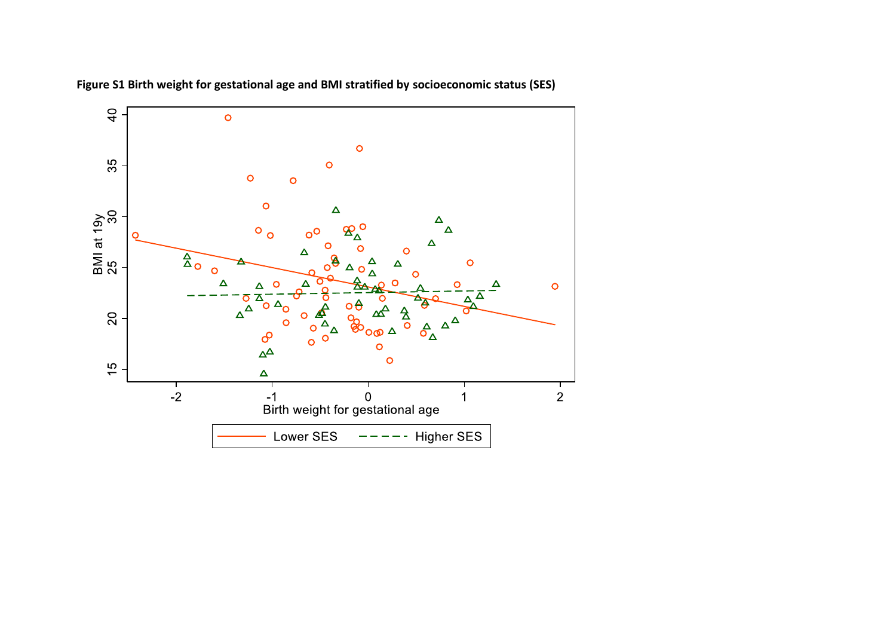**Figure S1 Birth weight for gestational age and BMI stratified by socioeconomic status (SES)**

BMI at 19y

40
35
30
25
20
15

-2
-1
0
1
2

Birth weight for gestational age

Lower SES
Higher SES